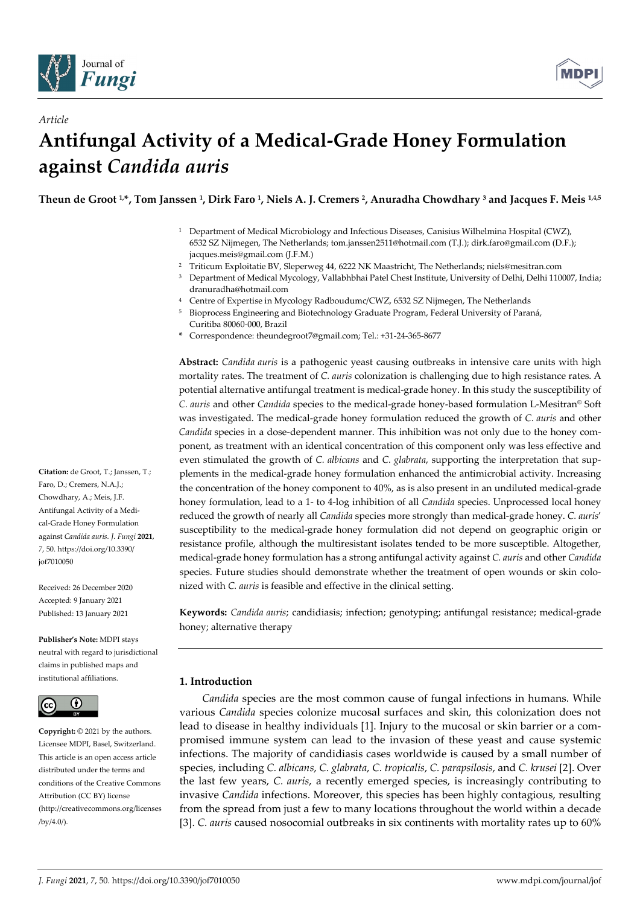Article

# Antifungal Activity of a Medical-Grade Honey Formulation against *Candida auris*

**Theun de Groot [1,*], Tom Janssen [1], Dirk Faro [1], Niels A. J. Cremers [2], Anuradha Chowdhary [3] and Jacques F. Meis [1,4,5]**

[1] Department of Medical Microbiology and Infectious Diseases, Canisius Wilhelmina Hospital (CWZ), 6532 SZ Nijmegen, The Netherlands; tom.janssen2511@hotmail.com (T.J.); dirk.faro@gmail.com (D.F.); jacques.meis@gmail.com (J.F.M.)

[2] Triticum Exploitatie BV, Sleperweg 44, 6222 NK Maastricht, The Netherlands; niels@mesitran.com

[3] Department of Medical Mycology, Vallabhbhai Patel Chest Institute, University of Delhi, Delhi 110007, India; dranuradha@hotmail.com

[4] Centre of Expertise in Mycology Radboudumc/CWZ, 6532 SZ Nijmegen, The Netherlands

[5] Bioprocess Engineering and Biotechnology Graduate Program, Federal University of Paraná, Curitiba 80060-000, Brazil

\* Correspondence: theundegroot7@gmail.com; Tel.: +31-24-365-8677

**Abstract:** *Candida auris* is a pathogenic yeast causing outbreaks in intensive care units with high mortality rates. The treatment of *C. auris* colonization is challenging due to high resistance rates. A potential alternative antifungal treatment is medical-grade honey. In this study the susceptibility of *C. auris* and other *Candida* species to the medical-grade honey-based formulation L-Mesitran® Soft was investigated. The medical-grade honey formulation reduced the growth of *C. auris* and other *Candida* species in a dose-dependent manner. This inhibition was not only due to the honey component, as treatment with an identical concentration of this component only was less effective and even stimulated the growth of *C. albicans* and *C. glabrata*, supporting the interpretation that supplements in the medical-grade honey formulation enhanced the antimicrobial activity. Increasing the concentration of the honey component to 40%, as is also present in an undiluted medical-grade honey formulation, lead to a 1- to 4-log inhibition of all *Candida* species. Unprocessed local honey reduced the growth of nearly all *Candida* species more strongly than medical-grade honey. *C. auris*' susceptibility to the medical-grade honey formulation did not depend on geographic origin or resistance profile, although the multiresistant isolates tended to be more susceptible. Altogether, medical-grade honey formulation has a strong antifungal activity against *C. auris* and other *Candida* species. Future studies should demonstrate whether the treatment of open wounds or skin colonized with *C. auris* is feasible and effective in the clinical setting.

**Keywords:** *Candida auris*; candidiasis; infection; genotyping; antifungal resistance; medical-grade honey; alternative therapy

**Citation:** de Groot, T.; Janssen, T.; Faro, D.; Cremers, N.A.J.; Chowdhary, A.; Meis, J.F. Antifungal Activity of a Medical-Grade Honey Formulation against *Candida auris*. *J. Fungi* **2021**, *7*, 50. https://doi.org/10.3390/jof7010050

Received: 26 December 2020
Accepted: 9 January 2021
Published: 13 January 2021

**Publisher's Note:** MDPI stays neutral with regard to jurisdictional claims in published maps and institutional affiliations.

**Copyright:** © 2021 by the authors. Licensee MDPI, Basel, Switzerland. This article is an open access article distributed under the terms and conditions of the Creative Commons Attribution (CC BY) license (http://creativecommons.org/licenses/by/4.0/).

## 1. Introduction

*Candida* species are the most common cause of fungal infections in humans. While various *Candida* species colonize mucosal surfaces and skin, this colonization does not lead to disease in healthy individuals [1]. Injury to the mucosal or skin barrier or a compromised immune system can lead to the invasion of these yeast and cause systemic infections. The majority of candidiasis cases worldwide is caused by a small number of species, including *C. albicans*, *C. glabrata*, *C. tropicalis*, *C. parapsilosis*, and *C. krusei* [2]. Over the last few years, *C. auris*, a recently emerged species, is increasingly contributing to invasive *Candida* infections. Moreover, this species has been highly contagious, resulting from the spread from just a few to many locations throughout the world within a decade [3]. *C. auris* caused nosocomial outbreaks in six continents with mortality rates up to 60%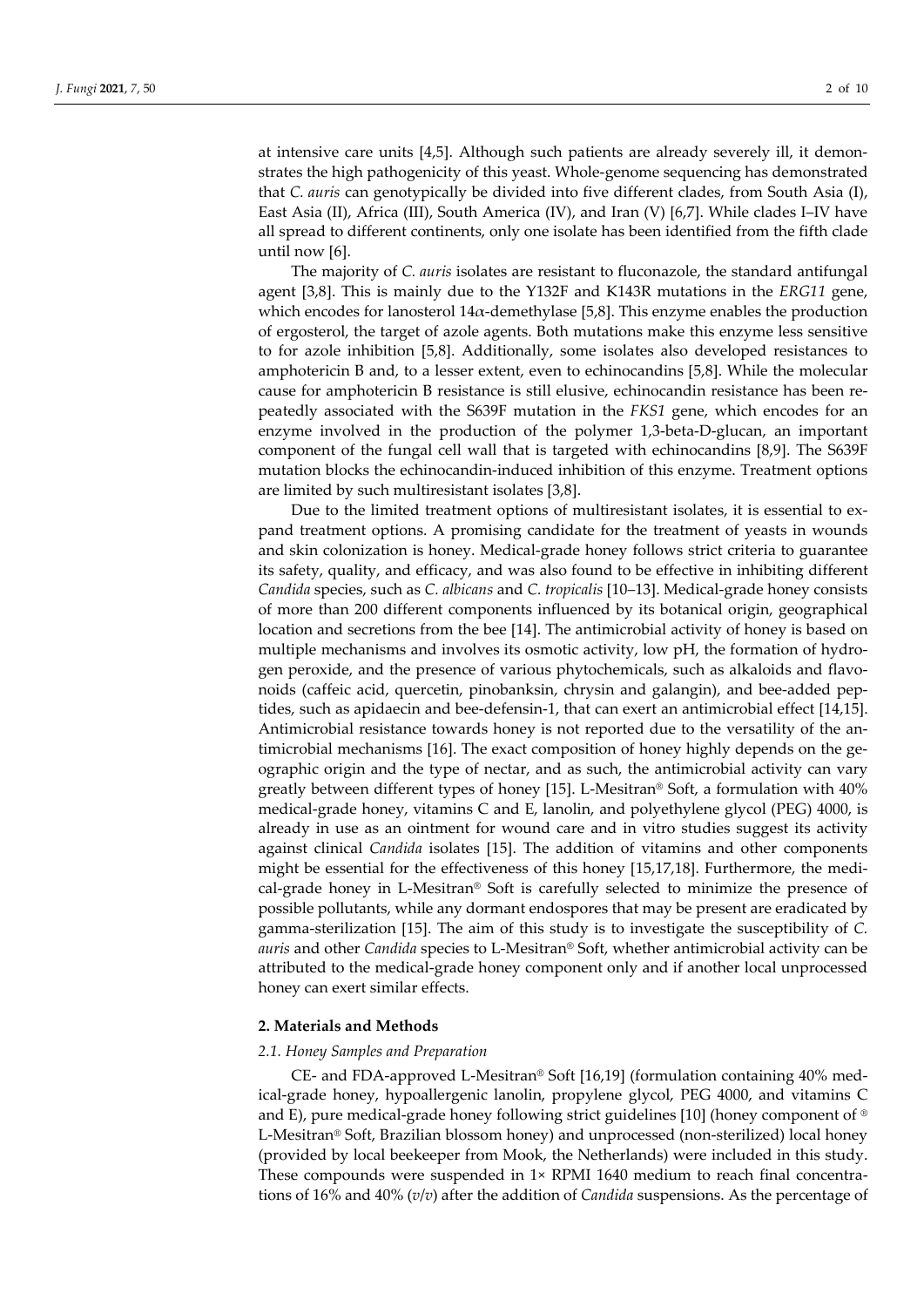at intensive care units [4,5]. Although such patients are already severely ill, it demonstrates the high pathogenicity of this yeast. Whole-genome sequencing has demonstrated that *C. auris* can genotypically be divided into five different clades, from South Asia (I), East Asia (II), Africa (III), South America (IV), and Iran (V) [6,7]. While clades I–IV have all spread to different continents, only one isolate has been identified from the fifth clade until now [6].

The majority of *C. auris* isolates are resistant to fluconazole, the standard antifungal agent [3,8]. This is mainly due to the Y132F and K143R mutations in the *ERG11* gene, which encodes for lanosterol 14$\alpha$-demethylase [5,8]. This enzyme enables the production of ergosterol, the target of azole agents. Both mutations make this enzyme less sensitive to for azole inhibition [5,8]. Additionally, some isolates also developed resistances to amphotericin B and, to a lesser extent, even to echinocandins [5,8]. While the molecular cause for amphotericin B resistance is still elusive, echinocandin resistance has been repeatedly associated with the S639F mutation in the *FKS1* gene, which encodes for an enzyme involved in the production of the polymer 1,3-beta-D-glucan, an important component of the fungal cell wall that is targeted with echinocandins [8,9]. The S639F mutation blocks the echinocandin-induced inhibition of this enzyme. Treatment options are limited by such multiresistant isolates [3,8].

Due to the limited treatment options of multiresistant isolates, it is essential to expand treatment options. A promising candidate for the treatment of yeasts in wounds and skin colonization is honey. Medical-grade honey follows strict criteria to guarantee its safety, quality, and efficacy, and was also found to be effective in inhibiting different *Candida* species, such as *C. albicans* and *C. tropicalis* [10–13]. Medical-grade honey consists of more than 200 different components influenced by its botanical origin, geographical location and secretions from the bee [14]. The antimicrobial activity of honey is based on multiple mechanisms and involves its osmotic activity, low pH, the formation of hydrogen peroxide, and the presence of various phytochemicals, such as alkaloids and flavonoids (caffeic acid, quercetin, pinobanksin, chrysin and galangin), and bee-added peptides, such as apidaecin and bee-defensin-1, that can exert an antimicrobial effect [14,15]. Antimicrobial resistance towards honey is not reported due to the versatility of the antimicrobial mechanisms [16]. The exact composition of honey highly depends on the geographic origin and the type of nectar, and as such, the antimicrobial activity can vary greatly between different types of honey [15]. L-Mesitran® Soft, a formulation with 40% medical-grade honey, vitamins C and E, lanolin, and polyethylene glycol (PEG) 4000, is already in use as an ointment for wound care and in vitro studies suggest its activity against clinical *Candida* isolates [15]. The addition of vitamins and other components might be essential for the effectiveness of this honey [15,17,18]. Furthermore, the medical-grade honey in L-Mesitran® Soft is carefully selected to minimize the presence of possible pollutants, while any dormant endospores that may be present are eradicated by gamma-sterilization [15]. The aim of this study is to investigate the susceptibility of *C. auris* and other *Candida* species to L-Mesitran® Soft, whether antimicrobial activity can be attributed to the medical-grade honey component only and if another local unprocessed honey can exert similar effects.

## 2. Materials and Methods

### *2.1. Honey Samples and Preparation*

CE- and FDA-approved L-Mesitran® Soft [16,19] (formulation containing 40% medical-grade honey, hypoallergenic lanolin, propylene glycol, PEG 4000, and vitamins C and E), pure medical-grade honey following strict guidelines [10] (honey component of ® L-Mesitran® Soft, Brazilian blossom honey) and unprocessed (non-sterilized) local honey (provided by local beekeeper from Mook, the Netherlands) were included in this study. These compounds were suspended in 1× RPMI 1640 medium to reach final concentrations of 16% and 40% (*v*/*v*) after the addition of *Candida* suspensions. As the percentage of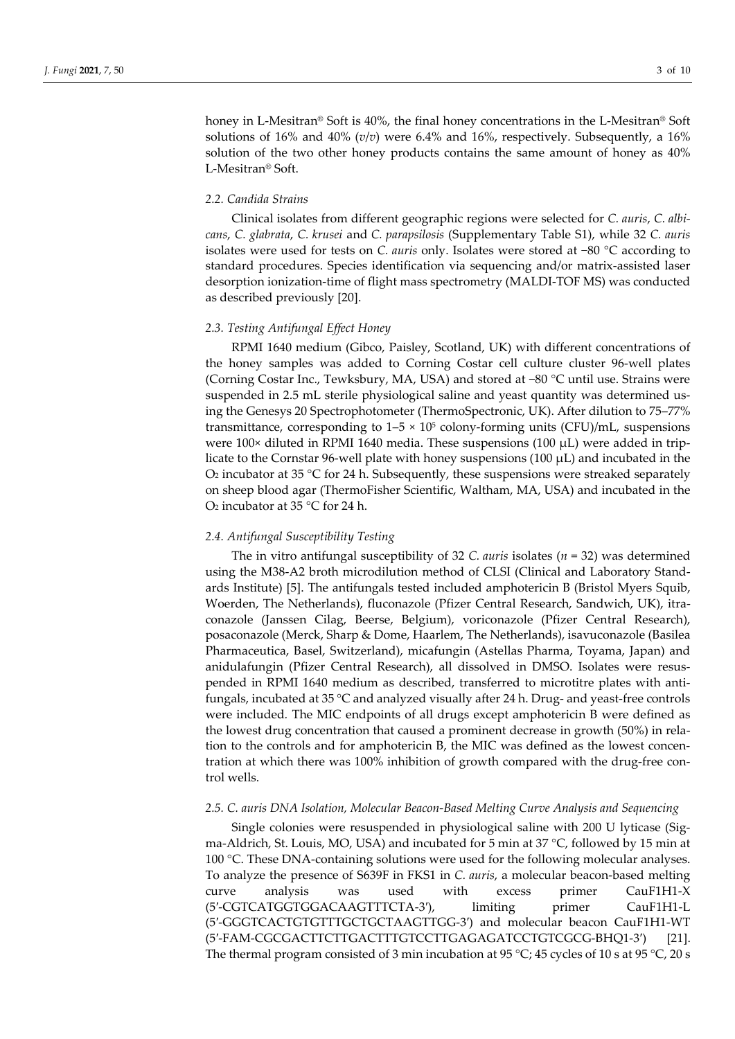honey in L-Mesitran® Soft is 40%, the final honey concentrations in the L-Mesitran® Soft solutions of 16% and 40% (*v*/*v*) were 6.4% and 16%, respectively. Subsequently, a 16% solution of the two other honey products contains the same amount of honey as 40% L-Mesitran® Soft.

### 2.2. Candida Strains

Clinical isolates from different geographic regions were selected for *C. auris*, *C. albicans*, *C. glabrata*, *C. krusei* and *C. parapsilosis* (Supplementary Table S1), while 32 *C. auris* isolates were used for tests on *C. auris* only. Isolates were stored at −80 °C according to standard procedures. Species identification via sequencing and/or matrix-assisted laser desorption ionization-time of flight mass spectrometry (MALDI-TOF MS) was conducted as described previously [20].

### 2.3. Testing Antifungal Effect Honey

RPMI 1640 medium (Gibco, Paisley, Scotland, UK) with different concentrations of the honey samples was added to Corning Costar cell culture cluster 96-well plates (Corning Costar Inc., Tewksbury, MA, USA) and stored at −80 °C until use. Strains were suspended in 2.5 mL sterile physiological saline and yeast quantity was determined using the Genesys 20 Spectrophotometer (ThermoSpectronic, UK). After dilution to 75–77% transmittance, corresponding to $1–5 \times 10^5$ colony-forming units (CFU)/mL, suspensions were 100× diluted in RPMI 1640 media. These suspensions (100 µL) were added in triplicate to the Cornstar 96-well plate with honey suspensions (100 µL) and incubated in the $O_2$ incubator at 35 °C for 24 h. Subsequently, these suspensions were streaked separately on sheep blood agar (ThermoFisher Scientific, Waltham, MA, USA) and incubated in the $O_2$ incubator at 35 °C for 24 h.

### 2.4. Antifungal Susceptibility Testing

The in vitro antifungal susceptibility of 32 *C. auris* isolates ($n = 32$) was determined using the M38-A2 broth microdilution method of CLSI (Clinical and Laboratory Standards Institute) [5]. The antifungals tested included amphotericin B (Bristol Myers Squib, Woerden, The Netherlands), fluconazole (Pfizer Central Research, Sandwich, UK), itraconazole (Janssen Cilag, Beerse, Belgium), voriconazole (Pfizer Central Research), posaconazole (Merck, Sharp & Dome, Haarlem, The Netherlands), isavuconazole (Basilea Pharmaceutica, Basel, Switzerland), micafungin (Astellas Pharma, Toyama, Japan) and anidulafungin (Pfizer Central Research), all dissolved in DMSO. Isolates were resuspended in RPMI 1640 medium as described, transferred to microtitre plates with antifungals, incubated at 35 °C and analyzed visually after 24 h. Drug- and yeast-free controls were included. The MIC endpoints of all drugs except amphotericin B were defined as the lowest drug concentration that caused a prominent decrease in growth (50%) in relation to the controls and for amphotericin B, the MIC was defined as the lowest concentration at which there was 100% inhibition of growth compared with the drug-free control wells.

### 2.5. C. auris DNA Isolation, Molecular Beacon-Based Melting Curve Analysis and Sequencing

Single colonies were resuspended in physiological saline with 200 U lyticase (Sigma-Aldrich, St. Louis, MO, USA) and incubated for 5 min at 37 °C, followed by 15 min at 100 °C. These DNA-containing solutions were used for the following molecular analyses. To analyze the presence of S639F in FKS1 in *C. auris*, a molecular beacon-based melting curve analysis was used with excess primer CauF1H1-X (5′-CGTCATGGTGGACAAGTTTCTA-3′), limiting primer CauF1H1-L (5′-GGGTCACTGTGTTTGCTGCTAAGTTGG-3′) and molecular beacon CauF1H1-WT (5′-FAM-CGCGACTTCTTGACTTTGTCCTTGAGAGATCCTGTCGCG-BHQ1-3′) [21]. The thermal program consisted of 3 min incubation at 95 °C; 45 cycles of 10 s at 95 °C, 20 s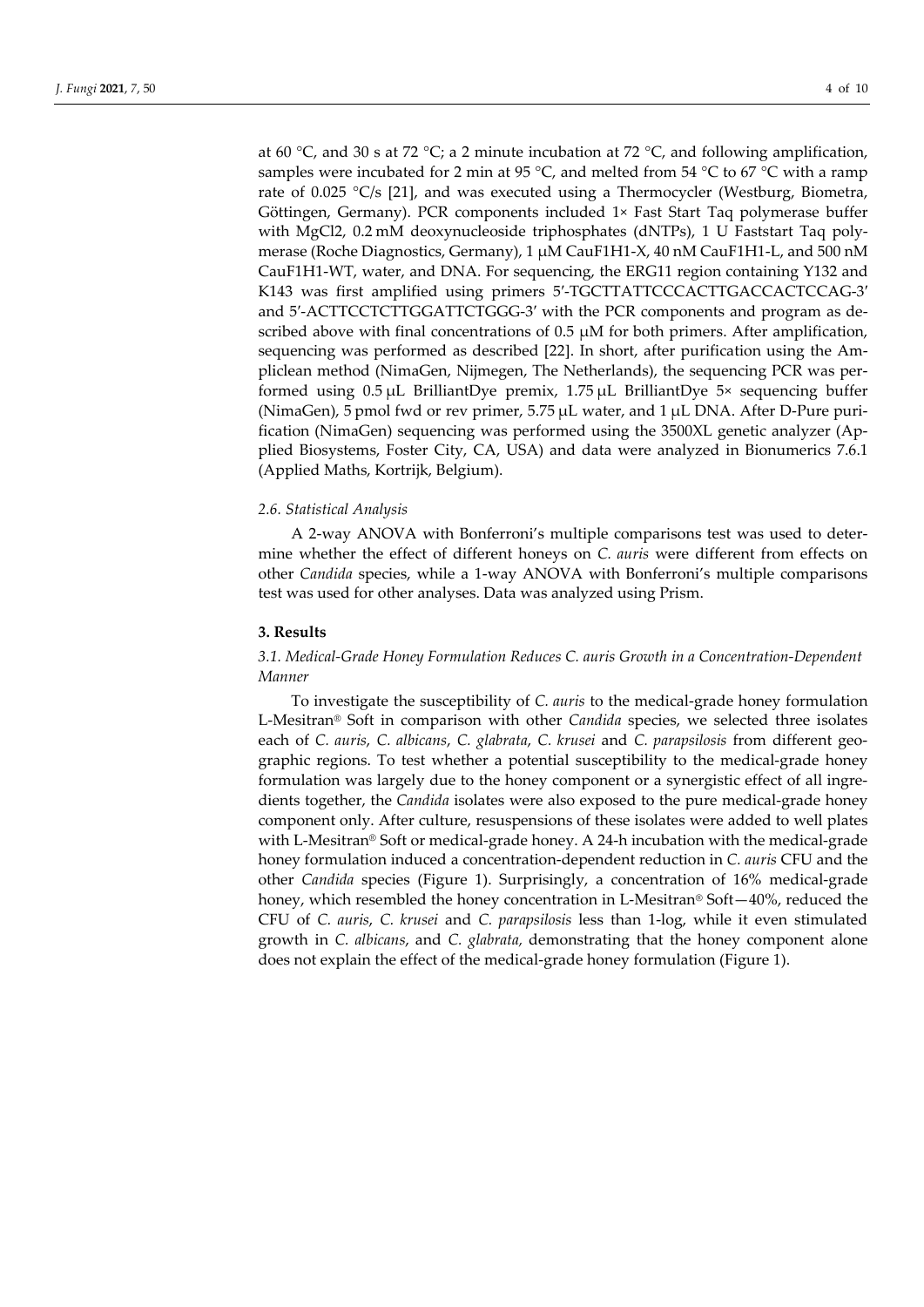at 60 °C, and 30 s at 72 °C; a 2 minute incubation at 72 °C, and following amplification, samples were incubated for 2 min at 95 °C, and melted from 54 °C to 67 °C with a ramp rate of 0.025 °C/s [21], and was executed using a Thermocycler (Westburg, Biometra, Göttingen, Germany). PCR components included 1× Fast Start Taq polymerase buffer with MgCl2, 0.2 mM deoxynucleoside triphosphates (dNTPs), 1 U Faststart Taq polymerase (Roche Diagnostics, Germany), 1 μM CauF1H1-X, 40 nM CauF1H1-L, and 500 nM CauF1H1-WT, water, and DNA. For sequencing, the ERG11 region containing Y132 and K143 was first amplified using primers 5′-TGCTTATTCCCACTTGACCACTCCAG-3′ and 5′-ACTTCCTCTTGGATTCTGGG-3′ with the PCR components and program as described above with final concentrations of 0.5 μM for both primers. After amplification, sequencing was performed as described [22]. In short, after purification using the Ampliclean method (NimaGen, Nijmegen, The Netherlands), the sequencing PCR was performed using 0.5 μL BrilliantDye premix, 1.75 μL BrilliantDye 5× sequencing buffer (NimaGen), 5 pmol fwd or rev primer, 5.75 μL water, and 1 μL DNA. After D-Pure purification (NimaGen) sequencing was performed using the 3500XL genetic analyzer (Applied Biosystems, Foster City, CA, USA) and data were analyzed in Bionumerics 7.6.1 (Applied Maths, Kortrijk, Belgium).

### 2.6. Statistical Analysis

A 2-way ANOVA with Bonferroni's multiple comparisons test was used to determine whether the effect of different honeys on *C. auris* were different from effects on other *Candida* species, while a 1-way ANOVA with Bonferroni's multiple comparisons test was used for other analyses. Data was analyzed using Prism.

## 3. Results

### 3.1. Medical-Grade Honey Formulation Reduces C. auris Growth in a Concentration-Dependent Manner

To investigate the susceptibility of *C. auris* to the medical-grade honey formulation L-Mesitran® Soft in comparison with other *Candida* species, we selected three isolates each of *C. auris*, *C. albicans*, *C. glabrata*, *C. krusei* and *C. parapsilosis* from different geographic regions. To test whether a potential susceptibility to the medical-grade honey formulation was largely due to the honey component or a synergistic effect of all ingredients together, the *Candida* isolates were also exposed to the pure medical-grade honey component only. After culture, resuspensions of these isolates were added to well plates with L-Mesitran® Soft or medical-grade honey. A 24-h incubation with the medical-grade honey formulation induced a concentration-dependent reduction in *C. auris* CFU and the other *Candida* species (Figure 1). Surprisingly, a concentration of 16% medical-grade honey, which resembled the honey concentration in L-Mesitran® Soft—40%, reduced the CFU of *C. auris*, *C. krusei* and *C. parapsilosis* less than 1-log, while it even stimulated growth in *C. albicans*, and *C. glabrata,* demonstrating that the honey component alone does not explain the effect of the medical-grade honey formulation (Figure 1).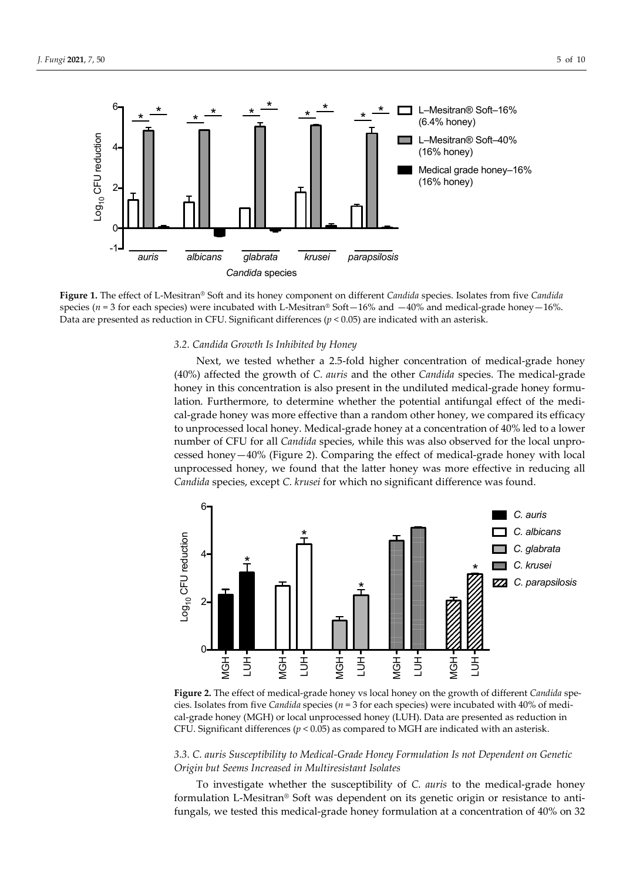**Figure 1.** The effect of L-Mesitran® Soft and its honey component on different *Candida* species. Isolates from five *Candida* species ($n$ = 3 for each species) were incubated with L-Mesitran® Soft—16% and —40% and medical-grade honey—16%. Data are presented as reduction in CFU. Significant differences ($p < 0.05$) are indicated with an asterisk.

### 3.2. Candida Growth Is Inhibited by Honey

Next, we tested whether a 2.5-fold higher concentration of medical-grade honey (40%) affected the growth of *C. auris* and the other *Candida* species. The medical-grade honey in this concentration is also present in the undiluted medical-grade honey formulation. Furthermore, to determine whether the potential antifungal effect of the medical-grade honey was more effective than a random other honey, we compared its efficacy to unprocessed local honey. Medical-grade honey at a concentration of 40% led to a lower number of CFU for all *Candida* species, while this was also observed for the local unprocessed honey—40% (Figure 2). Comparing the effect of medical-grade honey with local unprocessed honey, we found that the latter honey was more effective in reducing all *Candida* species, except *C. krusei* for which no significant difference was found.

**Figure 2.** The effect of medical-grade honey vs local honey on the growth of different *Candida* species. Isolates from five *Candida* species ($n$ = 3 for each species) were incubated with 40% of medical-grade honey (MGH) or local unprocessed honey (LUH). Data are presented as reduction in CFU. Significant differences ($p < 0.05$) as compared to MGH are indicated with an asterisk.

### 3.3. C. auris Susceptibility to Medical-Grade Honey Formulation Is not Dependent on Genetic Origin but Seems Increased in Multiresistant Isolates

To investigate whether the susceptibility of *C. auris* to the medical-grade honey formulation L-Mesitran® Soft was dependent on its genetic origin or resistance to antifungals, we tested this medical-grade honey formulation at a concentration of 40% on 32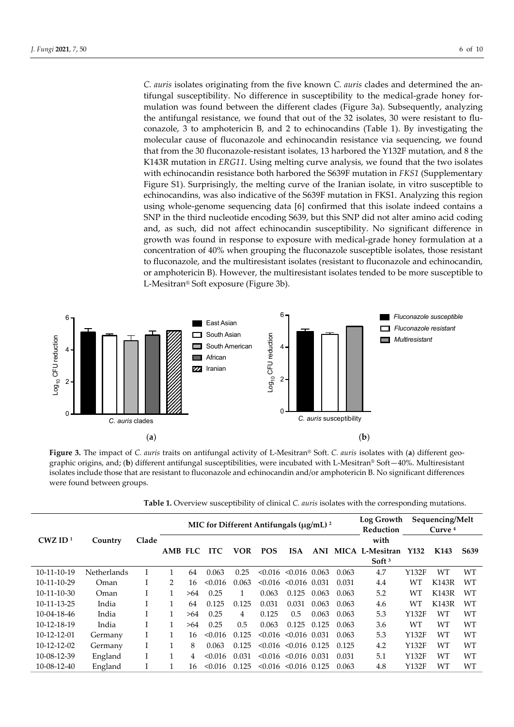*C. auris* isolates originating from the five known *C. auris* clades and determined the antifungal susceptibility. No difference in susceptibility to the medical-grade honey formulation was found between the different clades (Figure 3a). Subsequently, analyzing the antifungal resistance, we found that out of the 32 isolates, 30 were resistant to fluconazole, 3 to amphotericin B, and 2 to echinocandins (Table 1). By investigating the molecular cause of fluconazole and echinocandin resistance via sequencing, we found that from the 30 fluconazole-resistant isolates, 13 harbored the Y132F mutation, and 8 the K143R mutation in *ERG11*. Using melting curve analysis, we found that the two isolates with echinocandin resistance both harbored the S639F mutation in *FKS1* (Supplementary Figure S1). Surprisingly, the melting curve of the Iranian isolate, in vitro susceptible to echinocandins, was also indicative of the S639F mutation in FKS1. Analyzing this region using whole-genome sequencing data [6] confirmed that this isolate indeed contains a SNP in the third nucleotide encoding S639, but this SNP did not alter amino acid coding and, as such, did not affect echinocandin susceptibility. No significant difference in growth was found in response to exposure with medical-grade honey formulation at a concentration of 40% when grouping the fluconazole susceptible isolates, those resistant to fluconazole, and the multiresistant isolates (resistant to fluconazole and echinocandin, or amphotericin B). However, the multiresistant isolates tended to be more susceptible to L-Mesitran® Soft exposure (Figure 3b).

**Figure 3.** The impact of *C. auris* traits on antifungal activity of L-Mesitran® Soft. *C. auris* isolates with (**a**) different geographic origins, and; (**b**) different antifungal susceptibilities, were incubated with L-Mesitran® Soft—40%. Multiresistant isolates include those that are resistant to fluconazole and echinocandin and/or amphotericin B. No significant differences were found between groups.

**Table 1.** Overview susceptibility of clinical *C. auris* isolates with the corresponding mutations.

| CWZ ID [1] | Country | Clade | MIC for Different Antifungals (μg/mL) [2] | | | | | | | | Log Growth Reduction with L-Mesitran Soft [3] | Sequencing/Melt Curve [4] | | |
|---|---|---|---|---|---|---|---|---|---|---|---|---|---|---|
| | | | AMB | FLC | ITC | VOR | POS | ISA | ANI | MICA | | Y132 | K143 | S639 |
| 10-11-10-19 | Netherlands | I | 1 | 64 | 0.063 | 0.25 | <0.016 | <0.016 | 0.063 | 0.063 | 4.7 | Y132F | WT | WT |
| 10-11-10-29 | Oman | I | 2 | 16 | <0.016 | 0.063 | <0.016 | <0.016 | 0.031 | 0.031 | 4.4 | WT | K143R | WT |
| 10-11-10-30 | Oman | I | 1 | >64 | 0.25 | 1 | 0.063 | 0.125 | 0.063 | 0.063 | 5.2 | WT | K143R | WT |
| 10-11-13-25 | India | I | 1 | 64 | 0.125 | 0.125 | 0.031 | 0.031 | 0.063 | 0.063 | 4.6 | WT | K143R | WT |
| 10-04-18-46 | India | I | 1 | >64 | 0.25 | 4 | 0.125 | 0.5 | 0.063 | 0.063 | 5.3 | Y132F | WT | WT |
| 10-12-18-19 | India | I | 1 | >64 | 0.25 | 0.5 | 0.063 | 0.125 | 0.125 | 0.063 | 3.6 | WT | WT | WT |
| 10-12-12-01 | Germany | I | 1 | 16 | <0.016 | 0.125 | <0.016 | <0.016 | 0.031 | 0.063 | 5.3 | Y132F | WT | WT |
| 10-12-12-02 | Germany | I | 1 | 8 | 0.063 | 0.125 | <0.016 | <0.016 | 0.125 | 0.125 | 4.2 | Y132F | WT | WT |
| 10-08-12-39 | England | I | 1 | 4 | <0.016 | 0.031 | <0.016 | <0.016 | 0.031 | 0.031 | 5.1 | Y132F | WT | WT |
| 10-08-12-40 | England | I | 1 | 16 | <0.016 | 0.125 | <0.016 | <0.016 | 0.125 | 0.063 | 4.8 | Y132F | WT | WT |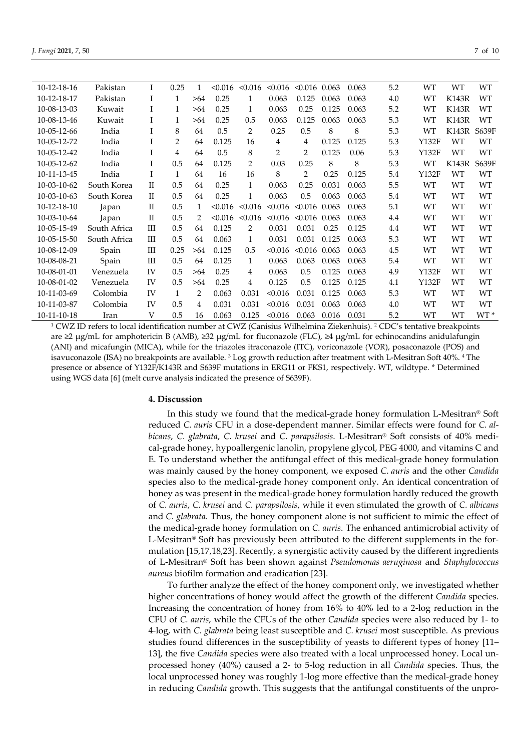| 10-12-18-16 | Pakistan | I | 0.25 | 1 | <0.016 | <0.016 | <0.016 | <0.016 | 0.063 | 0.063 | 5.2 | WT | WT | WT |
|---|---|---|---|---|---|---|---|---|---|---|---|---|---|---|
| 10-12-18-17 | Pakistan | I | 1 | >64 | 0.25 | 1 | 0.063 | 0.125 | 0.063 | 0.063 | 4.0 | WT | K143R | WT |
| 10-08-13-03 | Kuwait | I | 1 | >64 | 0.25 | 1 | 0.063 | 0.25 | 0.125 | 0.063 | 5.2 | WT | K143R | WT |
| 10-08-13-46 | Kuwait | I | 1 | >64 | 0.25 | 0.5 | 0.063 | 0.125 | 0.063 | 0.063 | 5.3 | WT | K143R | WT |
| 10-05-12-66 | India | I | 8 | 64 | 0.5 | 2 | 0.25 | 0.5 | 8 | 8 | 5.3 | WT | K143R | S639F |
| 10-05-12-72 | India | I | 2 | 64 | 0.125 | 16 | 4 | 4 | 0.125 | 0.125 | 5.3 | Y132F | WT | WT |
| 10-05-12-42 | India | I | 4 | 64 | 0.5 | 8 | 2 | 2 | 0.125 | 0.06 | 5.3 | Y132F | WT | WT |
| 10-05-12-62 | India | I | 0.5 | 64 | 0.125 | 2 | 0.03 | 0.25 | 8 | 8 | 5.3 | WT | K143R | S639F |
| 10-11-13-45 | India | I | 1 | 64 | 16 | 16 | 8 | 2 | 0.25 | 0.125 | 5.4 | Y132F | WT | WT |
| 10-03-10-62 | South Korea | II | 0.5 | 64 | 0.25 | 1 | 0.063 | 0.25 | 0.031 | 0.063 | 5.5 | WT | WT | WT |
| 10-03-10-63 | South Korea | II | 0.5 | 64 | 0.25 | 1 | 0.063 | 0.5 | 0.063 | 0.063 | 5.4 | WT | WT | WT |
| 10-12-18-10 | Japan | II | 0.5 | 1 | <0.016 | <0.016 | <0.016 | <0.016 | 0.063 | 0.063 | 5.1 | WT | WT | WT |
| 10-03-10-64 | Japan | II | 0.5 | 2 | <0.016 | <0.016 | <0.016 | <0.016 | 0.063 | 0.063 | 4.4 | WT | WT | WT |
| 10-05-15-49 | South Africa | III | 0.5 | 64 | 0.125 | 2 | 0.031 | 0.031 | 0.25 | 0.125 | 4.4 | WT | WT | WT |
| 10-05-15-50 | South Africa | III | 0.5 | 64 | 0.063 | 1 | 0.031 | 0.031 | 0.125 | 0.063 | 5.3 | WT | WT | WT |
| 10-08-12-09 | Spain | III | 0.25 | >64 | 0.125 | 0.5 | <0.016 | <0.016 | 0.063 | 0.063 | 4.5 | WT | WT | WT |
| 10-08-08-21 | Spain | III | 0.5 | 64 | 0.125 | 1 | 0.063 | 0.063 | 0.063 | 0.063 | 5.4 | WT | WT | WT |
| 10-08-01-01 | Venezuela | IV | 0.5 | >64 | 0.25 | 4 | 0.063 | 0.5 | 0.125 | 0.063 | 4.9 | Y132F | WT | WT |
| 10-08-01-02 | Venezuela | IV | 0.5 | >64 | 0.25 | 4 | 0.125 | 0.5 | 0.125 | 0.125 | 4.1 | Y132F | WT | WT |
| 10-11-03-69 | Colombia | IV | 1 | 2 | 0.063 | 0.031 | <0.016 | 0.031 | 0.125 | 0.063 | 5.3 | WT | WT | WT |
| 10-11-03-87 | Colombia | IV | 0.5 | 4 | 0.031 | 0.031 | <0.016 | 0.031 | 0.063 | 0.063 | 4.0 | WT | WT | WT |
| 10-11-10-18 | Iran | V | 0.5 | 16 | 0.063 | 0.125 | <0.016 | 0.063 | 0.016 | 0.031 | 5.2 | WT | WT | WT * |

[1] CWZ ID refers to local identification number at CWZ (Canisius Wilhelmina Ziekenhuis). [2] CDC's tentative breakpoints are ≥2 μg/mL for amphotericin B (AMB), ≥32 μg/mL for fluconazole (FLC), ≥4 μg/mL for echinocandins anidulafungin (ANI) and micafungin (MICA), while for the triazoles itraconazole (ITC), voriconazole (VOR), posaconazole (POS) and isavuconazole (ISA) no breakpoints are available. [3] Log growth reduction after treatment with L-Mesitran Soft 40%. [4] The presence or absence of Y132F/K143R and S639F mutations in ERG11 or FKS1, respectively. WT, wildtype. * Determined using WGS data [6] (melt curve analysis indicated the presence of S639F).

## 4. Discussion

In this study we found that the medical-grade honey formulation L-Mesitran® Soft reduced *C. auris* CFU in a dose-dependent manner. Similar effects were found for *C. albicans*, *C. glabrata*, *C. krusei* and *C. parapsilosis*. L-Mesitran® Soft consists of 40% medical-grade honey, hypoallergenic lanolin, propylene glycol, PEG 4000, and vitamins C and E. To understand whether the antifungal effect of this medical-grade honey formulation was mainly caused by the honey component, we exposed *C. auris* and the other *Candida* species also to the medical-grade honey component only. An identical concentration of honey as was present in the medical-grade honey formulation hardly reduced the growth of *C. auris*, *C. krusei* and *C. parapsilosis*, while it even stimulated the growth of *C. albicans* and *C. glabrata*. Thus, the honey component alone is not sufficient to mimic the effect of the medical-grade honey formulation on *C. auris*. The enhanced antimicrobial activity of L-Mesitran® Soft has previously been attributed to the different supplements in the formulation [15,17,18,23]. Recently, a synergistic activity caused by the different ingredients of L-Mesitran® Soft has been shown against *Pseudomonas aeruginosa* and *Staphylococcus aureus* biofilm formation and eradication [23].

To further analyze the effect of the honey component only, we investigated whether higher concentrations of honey would affect the growth of the different *Candida* species. Increasing the concentration of honey from 16% to 40% led to a 2-log reduction in the CFU of *C. auris*, while the CFUs of the other *Candida* species were also reduced by 1- to 4-log, with *C. glabrata* being least susceptible and *C. krusei* most susceptible. As previous studies found differences in the susceptibility of yeasts to different types of honey [11–13], the five *Candida* species were also treated with a local unprocessed honey. Local unprocessed honey (40%) caused a 2- to 5-log reduction in all *Candida* species. Thus, the local unprocessed honey was roughly 1-log more effective than the medical-grade honey in reducing *Candida* growth. This suggests that the antifungal constituents of the unpro-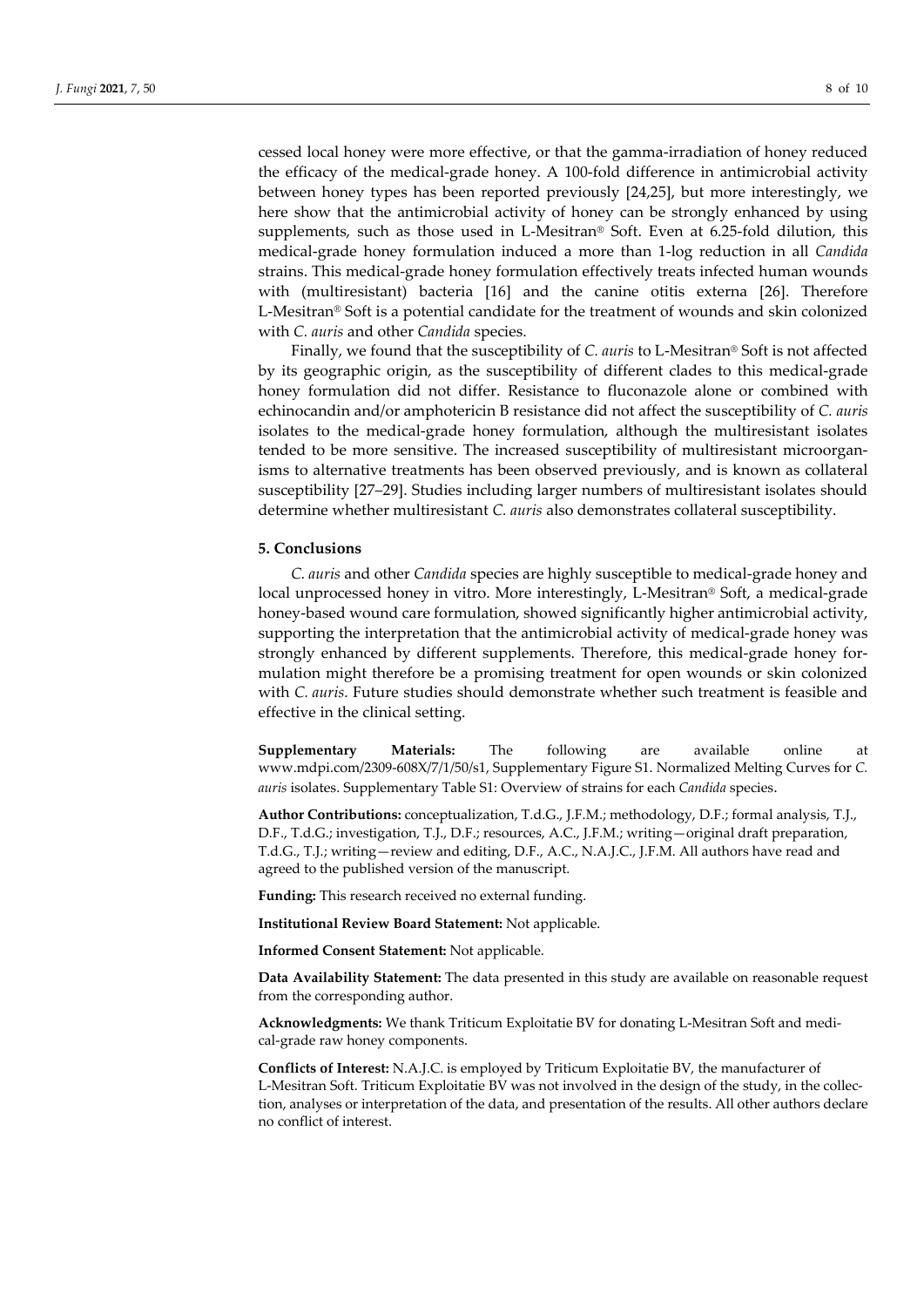cessed local honey were more effective, or that the gamma-irradiation of honey reduced the efficacy of the medical-grade honey. A 100-fold difference in antimicrobial activity between honey types has been reported previously [24,25], but more interestingly, we here show that the antimicrobial activity of honey can be strongly enhanced by using supplements, such as those used in L-Mesitran® Soft. Even at 6.25-fold dilution, this medical-grade honey formulation induced a more than 1-log reduction in all *Candida* strains. This medical-grade honey formulation effectively treats infected human wounds with (multiresistant) bacteria [16] and the canine otitis externa [26]. Therefore L-Mesitran® Soft is a potential candidate for the treatment of wounds and skin colonized with *C. auris* and other *Candida* species.

Finally, we found that the susceptibility of *C. auris* to L-Mesitran® Soft is not affected by its geographic origin, as the susceptibility of different clades to this medical-grade honey formulation did not differ. Resistance to fluconazole alone or combined with echinocandin and/or amphotericin B resistance did not affect the susceptibility of *C. auris* isolates to the medical-grade honey formulation, although the multiresistant isolates tended to be more sensitive. The increased susceptibility of multiresistant microorganisms to alternative treatments has been observed previously, and is known as collateral susceptibility [27–29]. Studies including larger numbers of multiresistant isolates should determine whether multiresistant *C. auris* also demonstrates collateral susceptibility.

## 5. Conclusions

*C. auris* and other *Candida* species are highly susceptible to medical-grade honey and local unprocessed honey in vitro. More interestingly, L-Mesitran® Soft, a medical-grade honey-based wound care formulation, showed significantly higher antimicrobial activity, supporting the interpretation that the antimicrobial activity of medical-grade honey was strongly enhanced by different supplements. Therefore, this medical-grade honey formulation might therefore be a promising treatment for open wounds or skin colonized with *C. auris*. Future studies should demonstrate whether such treatment is feasible and effective in the clinical setting.

**Supplementary Materials:** The following are available online at www.mdpi.com/2309-608X/7/1/50/s1, Supplementary Figure S1. Normalized Melting Curves for *C. auris* isolates. Supplementary Table S1: Overview of strains for each *Candida* species.

**Author Contributions:** conceptualization, T.d.G., J.F.M.; methodology, D.F.; formal analysis, T.J., D.F., T.d.G.; investigation, T.J., D.F.; resources, A.C., J.F.M.; writing—original draft preparation, T.d.G., T.J.; writing—review and editing, D.F., A.C., N.A.J.C., J.F.M. All authors have read and agreed to the published version of the manuscript.

**Funding:** This research received no external funding.

**Institutional Review Board Statement:** Not applicable.

**Informed Consent Statement:** Not applicable.

**Data Availability Statement:** The data presented in this study are available on reasonable request from the corresponding author.

**Acknowledgments:** We thank Triticum Exploitatie BV for donating L-Mesitran Soft and medical-grade raw honey components.

**Conflicts of Interest:** N.A.J.C. is employed by Triticum Exploitatie BV, the manufacturer of L-Mesitran Soft. Triticum Exploitatie BV was not involved in the design of the study, in the collection, analyses or interpretation of the data, and presentation of the results. All other authors declare no conflict of interest.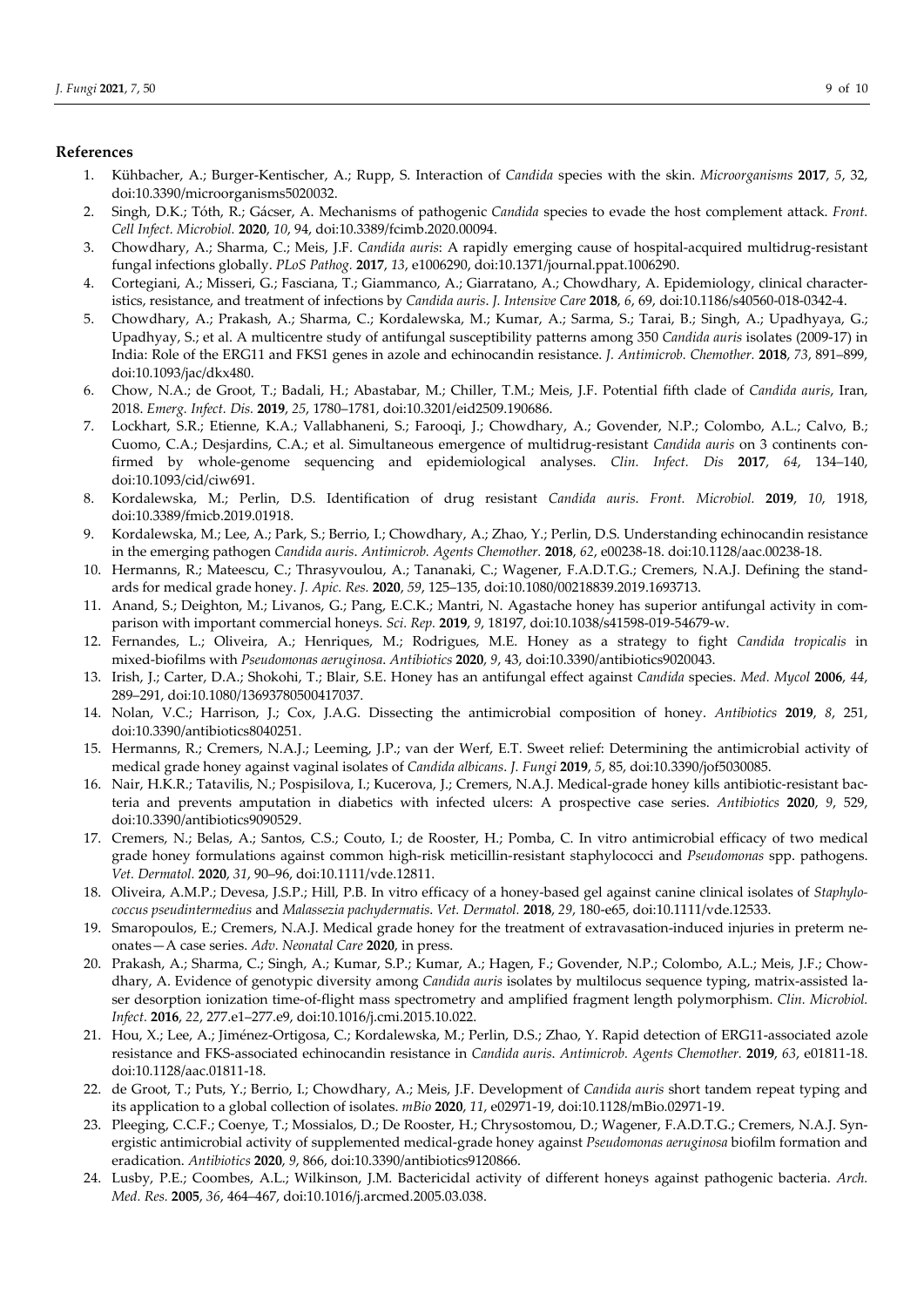## References

1. Kühbacher, A.; Burger-Kentischer, A.; Rupp, S. Interaction of *Candida* species with the skin. *Microorganisms* **2017**, *5*, 32, doi:10.3390/microorganisms5020032.
2. Singh, D.K.; Tóth, R.; Gácser, A. Mechanisms of pathogenic *Candida* species to evade the host complement attack. *Front. Cell Infect. Microbiol.* **2020**, *10*, 94, doi:10.3389/fcimb.2020.00094.
3. Chowdhary, A.; Sharma, C.; Meis, J.F. *Candida auris*: A rapidly emerging cause of hospital-acquired multidrug-resistant fungal infections globally. *PLoS Pathog.* **2017**, *13*, e1006290, doi:10.1371/journal.ppat.1006290.
4. Cortegiani, A.; Misseri, G.; Fasciana, T.; Giammanco, A.; Giarratano, A.; Chowdhary, A. Epidemiology, clinical characteristics, resistance, and treatment of infections by *Candida auris*. *J. Intensive Care* **2018**, *6*, 69, doi:10.1186/s40560-018-0342-4.
5. Chowdhary, A.; Prakash, A.; Sharma, C.; Kordalewska, M.; Kumar, A.; Sarma, S.; Tarai, B.; Singh, A.; Upadhyaya, G.; Upadhyay, S.; et al. A multicentre study of antifungal susceptibility patterns among 350 *Candida auris* isolates (2009-17) in India: Role of the ERG11 and FKS1 genes in azole and echinocandin resistance. *J. Antimicrob. Chemother.* **2018**, *73*, 891–899, doi:10.1093/jac/dkx480.
6. Chow, N.A.; de Groot, T.; Badali, H.; Abastabar, M.; Chiller, T.M.; Meis, J.F. Potential fifth clade of *Candida auris*, Iran, 2018. *Emerg. Infect. Dis.* **2019**, *25*, 1780–1781, doi:10.3201/eid2509.190686.
7. Lockhart, S.R.; Etienne, K.A.; Vallabhaneni, S.; Farooqi, J.; Chowdhary, A.; Govender, N.P.; Colombo, A.L.; Calvo, B.; Cuomo, C.A.; Desjardins, C.A.; et al. Simultaneous emergence of multidrug-resistant *Candida auris* on 3 continents confirmed by whole-genome sequencing and epidemiological analyses. *Clin. Infect. Dis* **2017**, *64*, 134–140, doi:10.1093/cid/ciw691.
8. Kordalewska, M.; Perlin, D.S. Identification of drug resistant *Candida auris*. *Front. Microbiol.* **2019**, *10*, 1918, doi:10.3389/fmicb.2019.01918.
9. Kordalewska, M.; Lee, A.; Park, S.; Berrio, I.; Chowdhary, A.; Zhao, Y.; Perlin, D.S. Understanding echinocandin resistance in the emerging pathogen *Candida auris*. *Antimicrob. Agents Chemother.* **2018**, *62*, e00238-18. doi:10.1128/aac.00238-18.
10. Hermanns, R.; Mateescu, C.; Thrasyvoulou, A.; Tananaki, C.; Wagener, F.A.D.T.G.; Cremers, N.A.J. Defining the standards for medical grade honey. *J. Apic. Res.* **2020**, *59*, 125–135, doi:10.1080/00218839.2019.1693713.
11. Anand, S.; Deighton, M.; Livanos, G.; Pang, E.C.K.; Mantri, N. Agastache honey has superior antifungal activity in comparison with important commercial honeys. *Sci. Rep.* **2019**, *9*, 18197, doi:10.1038/s41598-019-54679-w.
12. Fernandes, L.; Oliveira, A.; Henriques, M.; Rodrigues, M.E. Honey as a strategy to fight *Candida tropicalis* in mixed-biofilms with *Pseudomonas aeruginosa*. *Antibiotics* **2020**, *9*, 43, doi:10.3390/antibiotics9020043.
13. Irish, J.; Carter, D.A.; Shokohi, T.; Blair, S.E. Honey has an antifungal effect against *Candida* species. *Med. Mycol* **2006**, *44*, 289–291, doi:10.1080/13693780500417037.
14. Nolan, V.C.; Harrison, J.; Cox, J.A.G. Dissecting the antimicrobial composition of honey. *Antibiotics* **2019**, *8*, 251, doi:10.3390/antibiotics8040251.
15. Hermanns, R.; Cremers, N.A.J.; Leeming, J.P.; van der Werf, E.T. Sweet relief: Determining the antimicrobial activity of medical grade honey against vaginal isolates of *Candida albicans*. *J. Fungi* **2019**, *5*, 85, doi:10.3390/jof5030085.
16. Nair, H.K.R.; Tatavilis, N.; Pospisilova, I.; Kucerova, J.; Cremers, N.A.J. Medical-grade honey kills antibiotic-resistant bacteria and prevents amputation in diabetics with infected ulcers: A prospective case series. *Antibiotics* **2020**, *9*, 529, doi:10.3390/antibiotics9090529.
17. Cremers, N.; Belas, A.; Santos, C.S.; Couto, I.; de Rooster, H.; Pomba, C. In vitro antimicrobial efficacy of two medical grade honey formulations against common high-risk meticillin-resistant staphylococci and *Pseudomonas* spp. pathogens. *Vet. Dermatol.* **2020**, *31*, 90–96, doi:10.1111/vde.12811.
18. Oliveira, A.M.P.; Devesa, J.S.P.; Hill, P.B. In vitro efficacy of a honey-based gel against canine clinical isolates of *Staphylococcus pseudintermedius* and *Malassezia pachydermatis*. *Vet. Dermatol.* **2018**, *29*, 180-e65, doi:10.1111/vde.12533.
19. Smaropoulos, E.; Cremers, N.A.J. Medical grade honey for the treatment of extravasation-induced injuries in preterm neonates—A case series. *Adv. Neonatal Care* **2020**, in press.
20. Prakash, A.; Sharma, C.; Singh, A.; Kumar, S.P.; Kumar, A.; Hagen, F.; Govender, N.P.; Colombo, A.L.; Meis, J.F.; Chowdhary, A. Evidence of genotypic diversity among *Candida auris* isolates by multilocus sequence typing, matrix-assisted laser desorption ionization time-of-flight mass spectrometry and amplified fragment length polymorphism. *Clin. Microbiol. Infect.* **2016**, *22*, 277.e1–277.e9, doi:10.1016/j.cmi.2015.10.022.
21. Hou, X.; Lee, A.; Jiménez-Ortigosa, C.; Kordalewska, M.; Perlin, D.S.; Zhao, Y. Rapid detection of ERG11-associated azole resistance and FKS-associated echinocandin resistance in *Candida auris*. *Antimicrob. Agents Chemother.* **2019**, *63*, e01811-18. doi:10.1128/aac.01811-18.
22. de Groot, T.; Puts, Y.; Berrio, I.; Chowdhary, A.; Meis, J.F. Development of *Candida auris* short tandem repeat typing and its application to a global collection of isolates. *mBio* **2020**, *11*, e02971-19, doi:10.1128/mBio.02971-19.
23. Pleeging, C.C.F.; Coenye, T.; Mossialos, D.; De Rooster, H.; Chrysostomou, D.; Wagener, F.A.D.T.G.; Cremers, N.A.J. Synergistic antimicrobial activity of supplemented medical-grade honey against *Pseudomonas aeruginosa* biofilm formation and eradication. *Antibiotics* **2020**, *9*, 866, doi:10.3390/antibiotics9120866.
24. Lusby, P.E.; Coombes, A.L.; Wilkinson, J.M. Bactericidal activity of different honeys against pathogenic bacteria. *Arch. Med. Res.* **2005**, *36*, 464–467, doi:10.1016/j.arcmed.2005.03.038.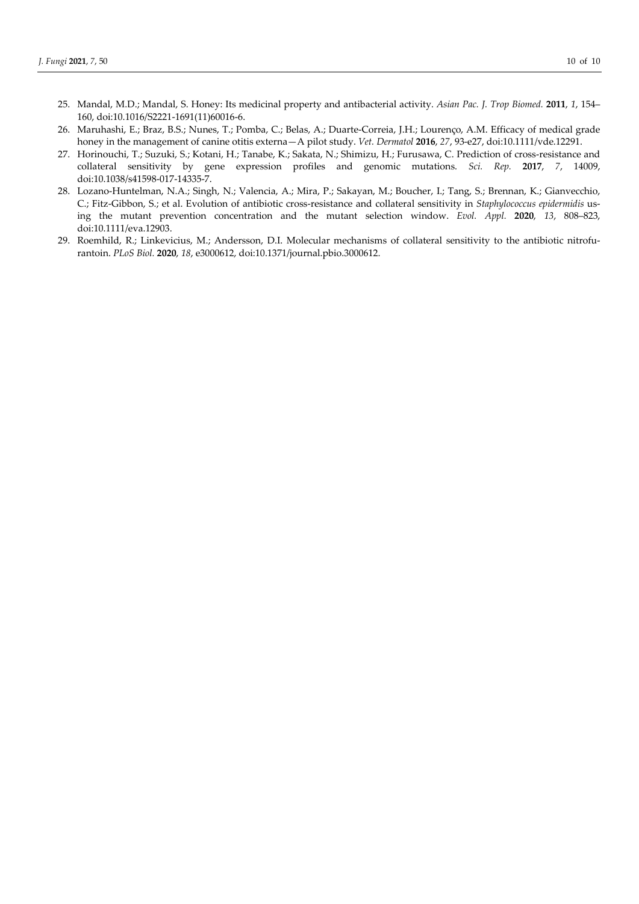25. Mandal, M.D.; Mandal, S. Honey: Its medicinal property and antibacterial activity. *Asian Pac. J. Trop Biomed.* **2011**, *1*, 154–160, doi:10.1016/S2221-1691(11)60016-6.
26. Maruhashi, E.; Braz, B.S.; Nunes, T.; Pomba, C.; Belas, A.; Duarte-Correia, J.H.; Lourenço, A.M. Efficacy of medical grade honey in the management of canine otitis externa—A pilot study. *Vet. Dermatol* **2016**, *27*, 93-e27, doi:10.1111/vde.12291.
27. Horinouchi, T.; Suzuki, S.; Kotani, H.; Tanabe, K.; Sakata, N.; Shimizu, H.; Furusawa, C. Prediction of cross-resistance and collateral sensitivity by gene expression profiles and genomic mutations. *Sci. Rep.* **2017**, *7*, 14009, doi:10.1038/s41598-017-14335-7.
28. Lozano-Huntelman, N.A.; Singh, N.; Valencia, A.; Mira, P.; Sakayan, M.; Boucher, I.; Tang, S.; Brennan, K.; Gianvecchio, C.; Fitz-Gibbon, S.; et al. Evolution of antibiotic cross-resistance and collateral sensitivity in *Staphylococcus epidermidis* using the mutant prevention concentration and the mutant selection window. *Evol. Appl.* **2020**, *13*, 808–823, doi:10.1111/eva.12903.
29. Roemhild, R.; Linkevicius, M.; Andersson, D.I. Molecular mechanisms of collateral sensitivity to the antibiotic nitrofurantoin. *PLoS Biol.* **2020**, *18*, e3000612, doi:10.1371/journal.pbio.3000612.